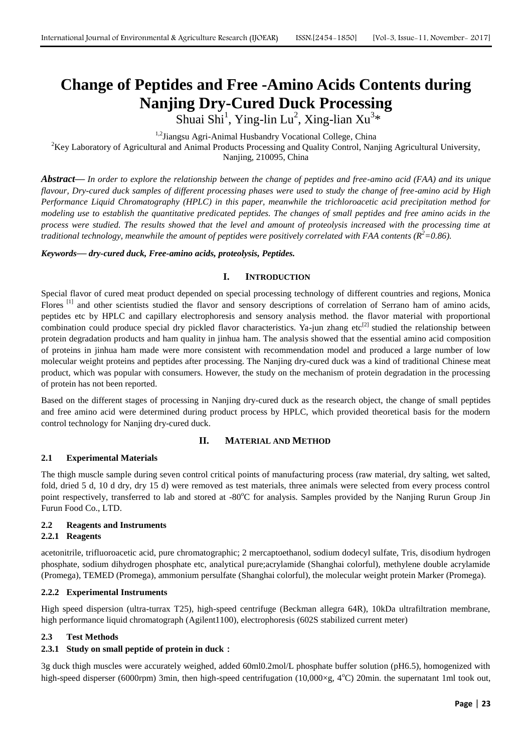# Change of Peptides and Free -Amino Acids Contents during Nanjing Dry-Cured Duck Processing

Shuai Shi[1], Ying-lin Lu[2], Xing-lian Xu[3]*

[1,2]Jiangsu Agri-Animal Husbandry Vocational College, China
[2]Key Laboratory of Agricultural and Animal Products Processing and Quality Control, Nanjing Agricultural University, Nanjing, 210095, China

***Abstract***— *In order to explore the relationship between the change of peptides and free-amino acid (FAA) and its unique flavour, Dry-cured duck samples of different processing phases were used to study the change of free-amino acid by High Performance Liquid Chromatography (HPLC) in this paper, meanwhile the trichloroacetic acid precipitation method for modeling use to establish the quantitative predicated peptides. The changes of small peptides and free amino acids in the process were studied. The results showed that the level and amount of proteolysis increased with the processing time at traditional technology, meanwhile the amount of peptides were positively correlated with FAA contents ($R^2$=0.86).*

***Keywords***— ***dry-cured duck, Free-amino acids, proteolysis, Peptides.***

## I. INTRODUCTION

Special flavor of cured meat product depended on special processing technology of different countries and regions, Monica Flores [1] and other scientists studied the flavor and sensory descriptions of correlation of Serrano ham of amino acids, peptides etc by HPLC and capillary electrophoresis and sensory analysis method. the flavor material with proportional combination could produce special dry pickled flavor characteristics. Ya-jun zhang etc[2] studied the relationship between protein degradation products and ham quality in jinhua ham. The analysis showed that the essential amino acid composition of proteins in jinhua ham made were more consistent with recommendation model and produced a large number of low molecular weight proteins and peptides after processing. The Nanjing dry-cured duck was a kind of traditional Chinese meat product, which was popular with consumers. However, the study on the mechanism of protein degradation in the processing of protein has not been reported.

Based on the different stages of processing in Nanjing dry-cured duck as the research object, the change of small peptides and free amino acid were determined during product process by HPLC, which provided theoretical basis for the modern control technology for Nanjing dry-cured duck.

## II. MATERIAL AND METHOD

### 2.1 Experimental Materials

The thigh muscle sample during seven control critical points of manufacturing process (raw material, dry salting, wet salted, fold, dried 5 d, 10 d dry, dry 15 d) were removed as test materials, three animals were selected from every process control point respectively, transferred to lab and stored at -80°C for analysis. Samples provided by the Nanjing Rurun Group Jin Furun Food Co., LTD.

### 2.2 Reagents and Instruments

#### 2.2.1 Reagents

acetonitrile, trifluoroacetic acid, pure chromatographic; 2 mercaptoethanol, sodium dodecyl sulfate, Tris, disodium hydrogen phosphate, sodium dihydrogen phosphate etc, analytical pure;acrylamide (Shanghai colorful), methylene double acrylamide (Promega), TEMED (Promega), ammonium persulfate (Shanghai colorful), the molecular weight protein Marker (Promega).

#### 2.2.2 Experimental Instruments

High speed dispersion (ultra-turrax T25), high-speed centrifuge (Beckman allegra 64R), 10kDa ultrafiltration membrane, high performance liquid chromatograph (Agilent1100), electrophoresis (602S stabilized current meter)

### 2.3 Test Methods

#### 2.3.1 Study on small peptide of protein in duck：

3g duck thigh muscles were accurately weighed, added 60ml0.2mol/L phosphate buffer solution (pH6.5), homogenized with high-speed disperser (6000rpm) 3min, then high-speed centrifugation (10,000×g, 4°C) 20min. the supernatant 1ml took out,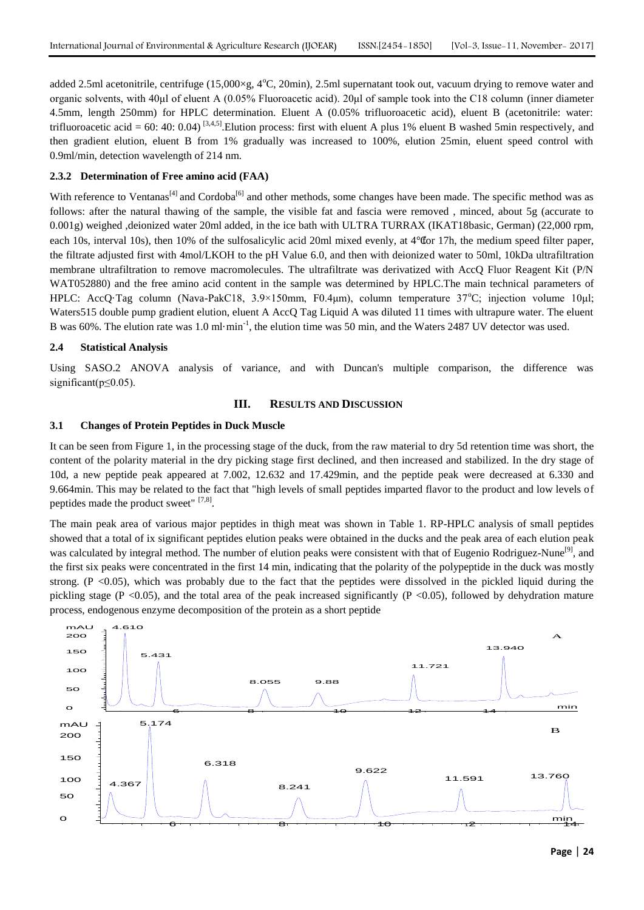added 2.5ml acetonitrile, centrifuge (15,000×g, 4°C, 20min), 2.5ml supernatant took out, vacuum drying to remove water and organic solvents, with 40μl of eluent A (0.05% Fluoroacetic acid). 20μl of sample took into the C18 column (inner diameter 4.5mm, length 250mm) for HPLC determination. Eluent A (0.05% trifluoroacetic acid), eluent B (acetonitrile: water: trifluoroacetic acid = 60: 40: 0.04) [3,4,5].Elution process: first with eluent A plus 1% eluent B washed 5min respectively, and then gradient elution, eluent B from 1% gradually was increased to 100%, elution 25min, eluent speed control with 0.9ml/min, detection wavelength of 214 nm.

### 2.3.2 Determination of Free amino acid (FAA)

With reference to Ventanas[4] and Cordoba[6] and other methods, some changes have been made. The specific method was as follows: after the natural thawing of the sample, the visible fat and fascia were removed , minced, about 5g (accurate to 0.001g) weighed ,deionized water 20ml added, in the ice bath with ULTRA TURRAX (IKAT18basic, German) (22,000 rpm, each 10s, interval 10s), then 10% of the sulfosalicylic acid 20ml mixed evenly, at 4℃for 17h, the medium speed filter paper, the filtrate adjusted first with 4mol/LKOH to the pH Value 6.0, and then with deionized water to 50ml, 10kDa ultrafiltration membrane ultrafiltration to remove macromolecules. The ultrafiltrate was derivatized with AccQ Fluor Reagent Kit (P/N WAT052880) and the free amino acid content in the sample was determined by HPLC.The main technical parameters of HPLC: AccQ·Tag column (Nava-PakC18, 3.9×150mm, F0.4μm), column temperature 37°C; injection volume 10μl; Waters515 double pump gradient elution, eluent A AccQ Tag Liquid A was diluted 11 times with ultrapure water. The eluent B was 60%. The elution rate was 1.0 ml·min$^{-1}$, the elution time was 50 min, and the Waters 2487 UV detector was used.

## 2.4 Statistical Analysis

Using SASO.2 ANOVA analysis of variance, and with Duncan's multiple comparison, the difference was significant($p \leq 0.05$).

# III. RESULTS AND DISCUSSION

## 3.1 Changes of Protein Peptides in Duck Muscle

It can be seen from Figure 1, in the processing stage of the duck, from the raw material to dry 5d retention time was short, the content of the polarity material in the dry picking stage first declined, and then increased and stabilized. In the dry stage of 10d, a new peptide peak appeared at 7.002, 12.632 and 17.429min, and the peptide peak were decreased at 6.330 and 9.664min. This may be related to the fact that "high levels of small peptides imparted flavor to the product and low levels of peptides made the product sweet" [7,8].

The main peak area of various major peptides in thigh meat was shown in Table 1. RP-HPLC analysis of small peptides showed that a total of ix significant peptides elution peaks were obtained in the ducks and the peak area of each elution peak was calculated by integral method. The number of elution peaks were consistent with that of Eugenio Rodriguez-Nune[9], and the first six peaks were concentrated in the first 14 min, indicating that the polarity of the polypeptide in the duck was mostly strong. ($P < 0.05$), which was probably due to the fact that the peptides were dissolved in the pickled liquid during the pickling stage ($P < 0.05$), and the total area of the peak increased significantly ($P < 0.05$), followed by dehydration mature process, endogenous enzyme decomposition of the protein as a short peptide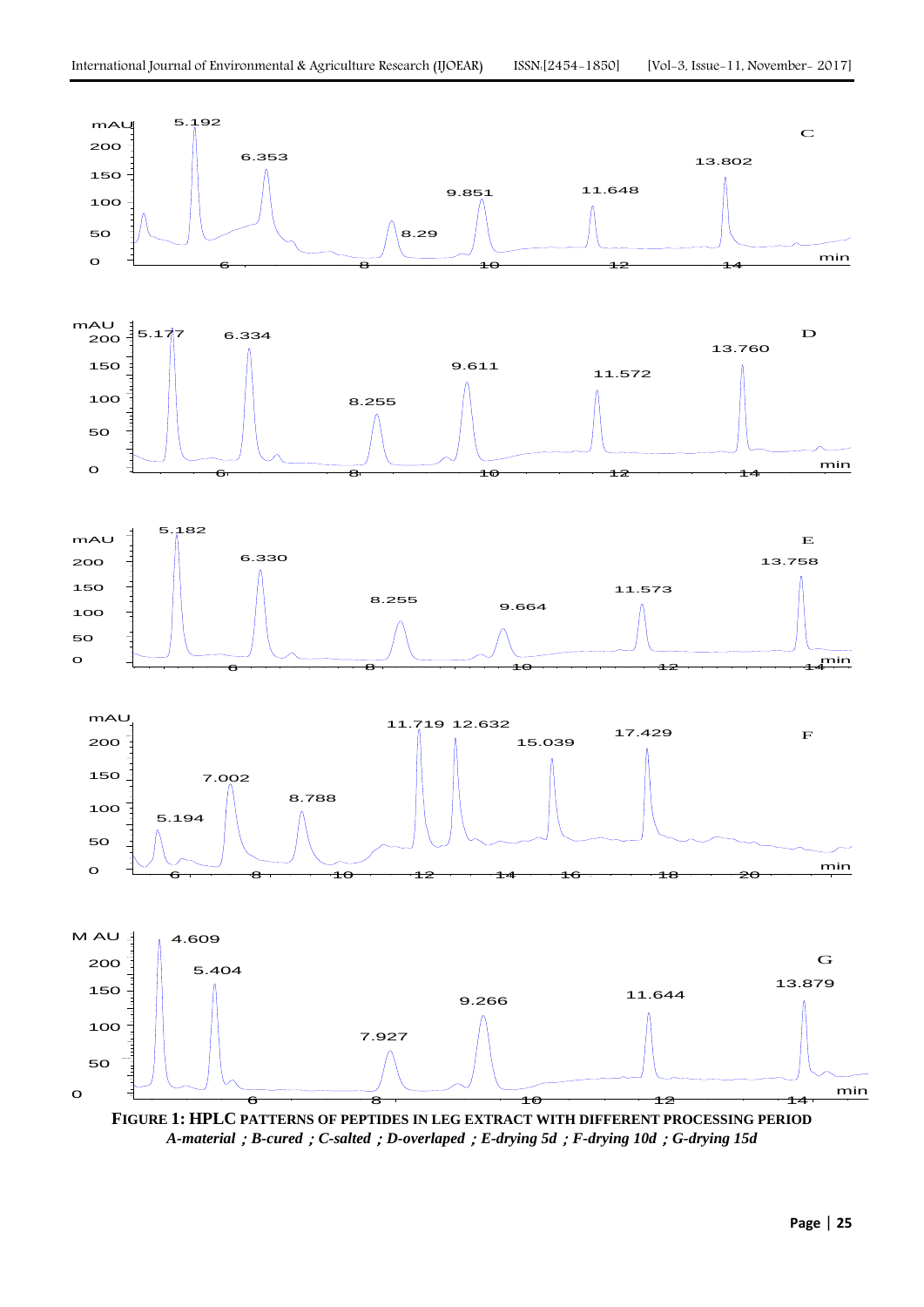**FIGURE 1: HPLC PATTERNS OF PEPTIDES IN LEG EXTRACT WITH DIFFERENT PROCESSING PERIOD**

*A-material ; B-cured ; C-salted ; D-overlaped ; E-drying 5d ; F-drying 10d ; G-drying 15d*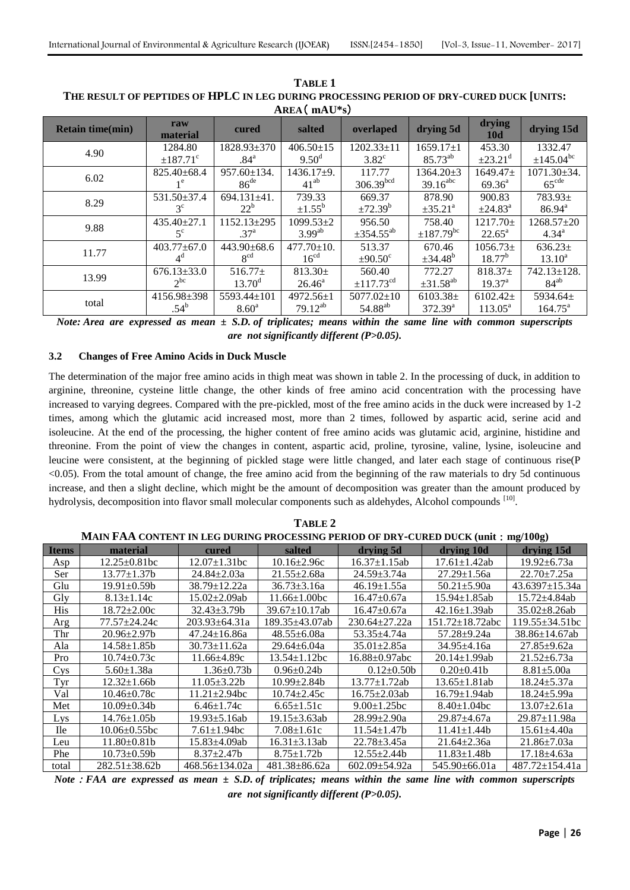**TABLE 1**
**THE RESULT OF PEPTIDES OF HPLC IN LEG DURING PROCESSING PERIOD OF DRY-CURED DUCK [UNITS: AREA（mAU*s）**

| Retain time(min) | raw material | cured | salted | overlaped | drying 5d | drying 10d | drying 15d |
|---|---|---|---|---|---|---|---|
| 4.90 | 1284.80 ±187.71$^{c}$ | 1828.93±370.84$^{a}$ | 406.50±159.50$^{d}$ | 1202.33±113.82$^{c}$ | 1659.17±185.73$^{ab}$ | 453.30 ±23.21$^{d}$ | 1332.47 ±145.04$^{bc}$ |
| 6.02 | 825.40±68.41$^{e}$ | 957.60±134.86$^{de}$ | 1436.17±9.41$^{ab}$ | 117.77 306.39$^{bcd}$ | 1364.20±339.16$^{abc}$ | 1649.47± 69.36$^{a}$ | 1071.30±34.65$^{cde}$ |
| 8.29 | 531.50±37.43$^{c}$ | 694.131±41.22$^{b}$ | 739.33 ±1.55$^{b}$ | 669.37 ±72.39$^{b}$ | 878.90 ±35.21$^{a}$ | 900.83 ±24.83$^{a}$ | 783.93± 86.94$^{a}$ |
| 9.88 | 435.40±27.15$^{c}$ | 1152.13±295.37$^{a}$ | 1099.53±23.99$^{ab}$ | 956.50 ±354.55$^{ab}$ | 758.40 ±187.79$^{bc}$ | 1217.70± 22.65$^{a}$ | 1268.57±204.34$^{a}$ |
| 11.77 | 403.77±67.04$^{d}$ | 443.90±68.68$^{cd}$ | 477.70±10.16$^{cd}$ | 513.37 ±90.50$^{c}$ | 670.46 ±34.48$^{b}$ | 1056.73± 18.77$^{b}$ | 636.23± 13.10$^{a}$ |
| 13.99 | 676.13±33.02$^{bc}$ | 516.77± 13.70$^{d}$ | 813.30± 26.46$^{a}$ | 560.40 ±117.73$^{cd}$ | 772.27 ±31.58$^{ab}$ | 818.37± 19.37$^{a}$ | 742.13±128.84$^{ab}$ |
| total | 4156.98±398.54$^{b}$ | 5593.44±1018.60$^{a}$ | 4972.56±179.12$^{ab}$ | 5077.02±1054.88$^{ab}$ | 6103.38± 372.39$^{a}$ | 6102.42± 113.05$^{a}$ | 5934.64± 164.75$^{a}$ |

*Note: Area are expressed as mean ± S.D. of triplicates; means within the same line with common superscripts are not significantly different (P>0.05).*

### 3.2 Changes of Free Amino Acids in Duck Muscle

The determination of the major free amino acids in thigh meat was shown in table 2. In the processing of duck, in addition to arginine, threonine, cysteine little change, the other kinds of free amino acid concentration with the processing have increased to varying degrees. Compared with the pre-pickled, most of the free amino acids in the duck were increased by 1-2 times, among which the glutamic acid increased most, more than 2 times, followed by aspartic acid, serine acid and isoleucine. At the end of the processing, the higher content of free amino acids was glutamic acid, arginine, histidine and threonine. From the point of view the changes in content, aspartic acid, proline, tyrosine, valine, lysine, isoleucine and leucine were consistent, at the beginning of pickled stage were little changed, and later each stage of continuous rise(P <0.05). From the total amount of change, the free amino acid from the beginning of the raw materials to dry 5d continuous increase, and then a slight decline, which might be the amount of decomposition was greater than the amount produced by hydrolysis, decomposition into flavor small molecular components such as aldehydes, Alcohol compounds [10].

**TABLE 2**
**MAIN FAA CONTENT IN LEG DURING PROCESSING PERIOD OF DRY-CURED DUCK (unit：mg/100g)**

| Items | material | cured | salted | drying 5d | drying 10d | drying 15d |
|---|---|---|---|---|---|---|
| Asp | 12.25±0.81bc | 12.07±1.31bc | 10.16±2.96c | 16.37±1.15ab | 17.61±1.42ab | 19.92±6.73a |
| Ser | 13.77±1.37b | 24.84±2.03a | 21.55±2.68a | 24.59±3.74a | 27.29±1.56a | 22.70±7.25a |
| Glu | 19.91±0.59b | 38.79±12.22a | 36.73±3.16a | 46.19±1.55a | 50.21±5.90a | 43.6397±15.34a |
| Gly | 8.13±1.14c | 15.02±2.09ab | 11.66±1.00bc | 16.47±0.67a | 15.94±1.85ab | 15.72±4.84ab |
| His | 18.72±2.00c | 32.43±3.79b | 39.67±10.17ab | 16.47±0.67a | 42.16±1.39ab | 35.02±8.26ab |
| Arg | 77.57±24.24c | 203.93±64.31a | 189.35±43.07ab | 230.64±27.22a | 151.72±18.72abc | 119.55±34.51bc |
| Thr | 20.96±2.97b | 47.24±16.86a | 48.55±6.08a | 53.35±4.74a | 57.28±9.24a | 38.86±14.67ab |
| Ala | 14.58±1.85b | 30.73±11.62a | 29.64±6.04a | 35.01±2.85a | 34.95±4.16a | 27.85±9.62a |
| Pro | 10.74±0.73c | 11.66±4.89c | 13.54±1.12bc | 16.88±0.97abc | 20.14±1.99ab | 21.52±6.73a |
| Cys | 5.60±1.38a | 1.36±0.73b | 0.96±0.24b | 0.12±0.50b | 0.20±0.41b | 8.81±5.00a |
| Tyr | 12.32±1.66b | 11.05±3.22b | 10.99±2.84b | 13.77±1.72ab | 13.65±1.81ab | 18.24±5.37a |
| Val | 10.46±0.78c | 11.21±2.94bc | 10.74±2.45c | 16.75±2.03ab | 16.79±1.94ab | 18.24±5.99a |
| Met | 10.09±0.34b | 6.46±1.74c | 6.65±1.51c | 9.00±1.25bc | 8.40±1.04bc | 13.07±2.61a |
| Lys | 14.76±1.05b | 19.93±5.16ab | 19.15±3.63ab | 28.99±2.90a | 29.87±4.67a | 29.87±11.98a |
| Ile | 10.06±0.55bc | 7.61±1.94bc | 7.08±1.61c | 11.54±1.47b | 11.41±1.44b | 15.61±4.40a |
| Leu | 11.80±0.81b | 15.83±4.09ab | 16.31±3.13ab | 22.78±3.45a | 21.64±2.36a | 21.86±7.03a |
| Phe | 10.73±0.59b | 8.37±2.47b | 8.75±1.72b | 12.55±2.44b | 11.83±1.48b | 17.18±4.63a |
| total | 282.51±38.62b | 468.56±134.02a | 481.38±86.62a | 602.09±54.92a | 545.90±66.01a | 487.72±154.41a |

*Note：FAA are expressed as mean ± S.D. of triplicates; means within the same line with common superscripts are not significantly different (P>0.05).*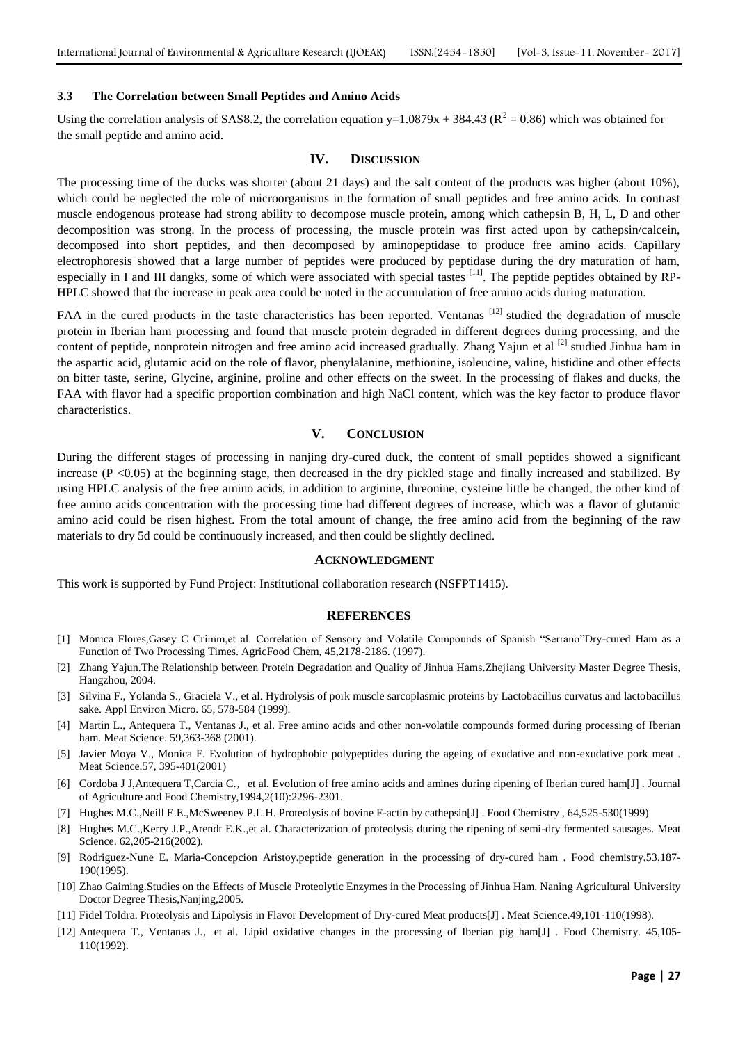### 3.3 The Correlation between Small Peptides and Amino Acids

Using the correlation analysis of SAS8.2, the correlation equation $y=1.0879x + 384.43$ ($R^2 = 0.86$) which was obtained for the small peptide and amino acid.

## IV. DISCUSSION

The processing time of the ducks was shorter (about 21 days) and the salt content of the products was higher (about 10%), which could be neglected the role of microorganisms in the formation of small peptides and free amino acids. In contrast muscle endogenous protease had strong ability to decompose muscle protein, among which cathepsin B, H, L, D and other decomposition was strong. In the process of processing, the muscle protein was first acted upon by cathepsin/calcein, decomposed into short peptides, and then decomposed by aminopeptidase to produce free amino acids. Capillary electrophoresis showed that a large number of peptides were produced by peptidase during the dry maturation of ham, especially in I and III dangks, some of which were associated with special tastes [11]. The peptide peptides obtained by RP-HPLC showed that the increase in peak area could be noted in the accumulation of free amino acids during maturation.

FAA in the cured products in the taste characteristics has been reported. Ventanas [12] studied the degradation of muscle protein in Iberian ham processing and found that muscle protein degraded in different degrees during processing, and the content of peptide, nonprotein nitrogen and free amino acid increased gradually. Zhang Yajun et al [2] studied Jinhua ham in the aspartic acid, glutamic acid on the role of flavor, phenylalanine, methionine, isoleucine, valine, histidine and other effects on bitter taste, serine, Glycine, arginine, proline and other effects on the sweet. In the processing of flakes and ducks, the FAA with flavor had a specific proportion combination and high NaCl content, which was the key factor to produce flavor characteristics.

## V. CONCLUSION

During the different stages of processing in nanjing dry-cured duck, the content of small peptides showed a significant increase ($P < 0.05$) at the beginning stage, then decreased in the dry pickled stage and finally increased and stabilized. By using HPLC analysis of the free amino acids, in addition to arginine, threonine, cysteine little be changed, the other kind of free amino acids concentration with the processing time had different degrees of increase, which was a flavor of glutamic amino acid could be risen highest. From the total amount of change, the free amino acid from the beginning of the raw materials to dry 5d could be continuously increased, and then could be slightly declined.

## ACKNOWLEDGMENT

This work is supported by Fund Project: Institutional collaboration research (NSFPT1415).

## REFERENCES

[1] Monica Flores,Gasey C Crimm,et al. Correlation of Sensory and Volatile Compounds of Spanish "Serrano"Dry-cured Ham as a Function of Two Processing Times. AgricFood Chem, 45,2178-2186. (1997).

[2] Zhang Yajun.The Relationship between Protein Degradation and Quality of Jinhua Hams.Zhejiang University Master Degree Thesis, Hangzhou, 2004.

[3] Silvina F., Yolanda S., Graciela V., et al. Hydrolysis of pork muscle sarcoplasmic proteins by Lactobacillus curvatus and lactobacillus sake. Appl Environ Micro. 65, 578-584 (1999).

[4] Martin L., Antequera T., Ventanas J., et al. Free amino acids and other non-volatile compounds formed during processing of Iberian ham. Meat Science. 59,363-368 (2001).

[5] Javier Moya V., Monica F. Evolution of hydrophobic polypeptides during the ageing of exudative and non-exudative pork meat . Meat Science.57, 395-401(2001)

[6] Cordoba J J,Antequera T,Carcia C., et al. Evolution of free amino acids and amines during ripening of Iberian cured ham[J] . Journal of Agriculture and Food Chemistry,1994,2(10):2296-2301.

[7] Hughes M.C.,Neill E.E.,McSweeney P.L.H. Proteolysis of bovine F-actin by cathepsin[J] . Food Chemistry , 64,525-530(1999)

[8] Hughes M.C.,Kerry J.P.,Arendt E.K.,et al. Characterization of proteolysis during the ripening of semi-dry fermented sausages. Meat Science. 62,205-216(2002).

[9] Rodriguez-Nune E. Maria-Concepcion Aristoy.peptide generation in the processing of dry-cured ham . Food chemistry.53,187-190(1995).

[10] Zhao Gaiming.Studies on the Effects of Muscle Proteolytic Enzymes in the Processing of Jinhua Ham. Naning Agricultural University Doctor Degree Thesis,Nanjing,2005.

[11] Fidel Toldra. Proteolysis and Lipolysis in Flavor Development of Dry-cured Meat products[J] . Meat Science.49,101-110(1998).

[12] Antequera T., Ventanas J., et al. Lipid oxidative changes in the processing of Iberian pig ham[J] . Food Chemistry. 45,105-110(1992).